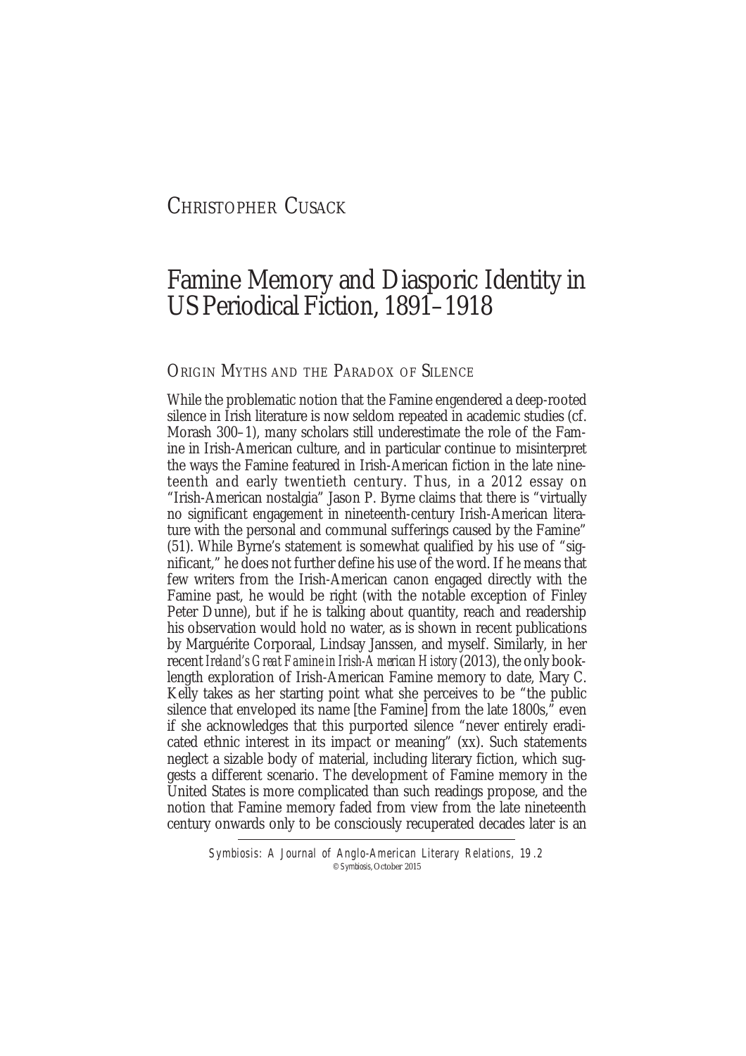# Christopher Cusack

## Famine Memory and Diasporic Identity in US Periodical Fiction, 1891–1918

### Origin Myths and the Paradox of Silence

While the problematic notion that the Famine engendered a deep-rooted silence in Irish literature is now seldom repeated in academic studies (cf. Morash 300–1), many scholars still underestimate the role of the Famine in Irish-American culture, and in particular continue to misinterpret the ways the Famine featured in Irish-American fiction in the late nineteenth and early twentieth century. Thus, in a 2012 essay on "Irish-American nostalgia" Jason P. Byrne claims that there is "virtually no significant engagement in nineteenth-century Irish-American literature with the personal and communal sufferings caused by the Famine" (51). While Byrne's statement is somewhat qualified by his use of "significant," he does not further define his use of the word. If he means that few writers from the Irish-American canon engaged directly with the Famine past, he would be right (with the notable exception of Finley Peter Dunne), but if he is talking about quantity, reach and readership his observation would hold no water, as is shown in recent publications by Marguérite Corporaal, Lindsay Janssen, and myself. Similarly, in her recent *Ireland's Great Famine in Irish-American History* (2013), the only book-length exploration of Irish-American Famine memory to date, Mary C. Kelly takes as her starting point what she perceives to be "the public silence that enveloped its name [the Famine] from the late 1800s," even if she acknowledges that this purported silence "never entirely eradicated ethnic interest in its impact or meaning" (xx). Such statements neglect a sizable body of material, including literary fiction, which suggests a different scenario. The development of Famine memory in the United States is more complicated than such readings propose, and the notion that Famine memory faded from view from the late nineteenth century onwards only to be consciously recuperated decades later is an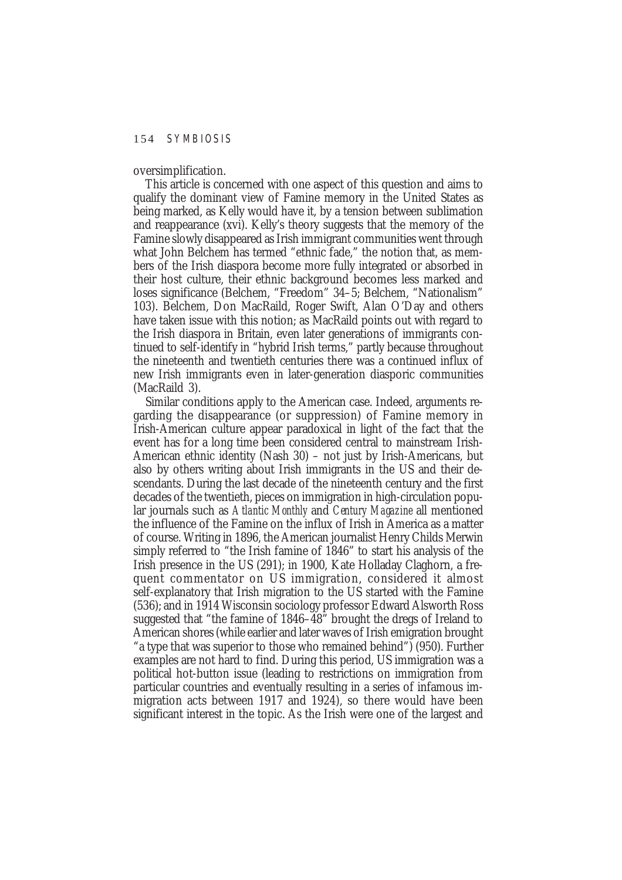oversimplification.

This article is concerned with one aspect of this question and aims to qualify the dominant view of Famine memory in the United States as being marked, as Kelly would have it, by a tension between sublimation and reappearance (xvi). Kelly's theory suggests that the memory of the Famine slowly disappeared as Irish immigrant communities went through what John Belchem has termed "ethnic fade," the notion that, as members of the Irish diaspora become more fully integrated or absorbed in their host culture, their ethnic background becomes less marked and loses significance (Belchem, "Freedom" 34–5; Belchem, "Nationalism" 103). Belchem, Don MacRaild, Roger Swift, Alan O'Day and others have taken issue with this notion; as MacRaild points out with regard to the Irish diaspora in Britain, even later generations of immigrants continued to self-identify in "hybrid Irish terms," partly because throughout the nineteenth and twentieth centuries there was a continued influx of new Irish immigrants even in later-generation diasporic communities (MacRaild 3).

Similar conditions apply to the American case. Indeed, arguments regarding the disappearance (or suppression) of Famine memory in Irish-American culture appear paradoxical in light of the fact that the event has for a long time been considered central to mainstream Irish-American ethnic identity (Nash 30) – not just by Irish-Americans, but also by others writing about Irish immigrants in the US and their descendants. During the last decade of the nineteenth century and the first decades of the twentieth, pieces on immigration in high-circulation popular journals such as *Atlantic Monthly* and *Century Magazine* all mentioned the influence of the Famine on the influx of Irish in America as a matter of course. Writing in 1896, the American journalist Henry Childs Merwin simply referred to "the Irish famine of 1846" to start his analysis of the Irish presence in the US (291); in 1900, Kate Holladay Claghorn, a frequent commentator on US immigration, considered it almost self-explanatory that Irish migration to the US started with the Famine (536); and in 1914 Wisconsin sociology professor Edward Alsworth Ross suggested that "the famine of 1846–48" brought the dregs of Ireland to American shores (while earlier and later waves of Irish emigration brought "a type that was superior to those who remained behind") (950). Further examples are not hard to find. During this period, US immigration was a political hot-button issue (leading to restrictions on immigration from particular countries and eventually resulting in a series of infamous immigration acts between 1917 and 1924), so there would have been significant interest in the topic. As the Irish were one of the largest and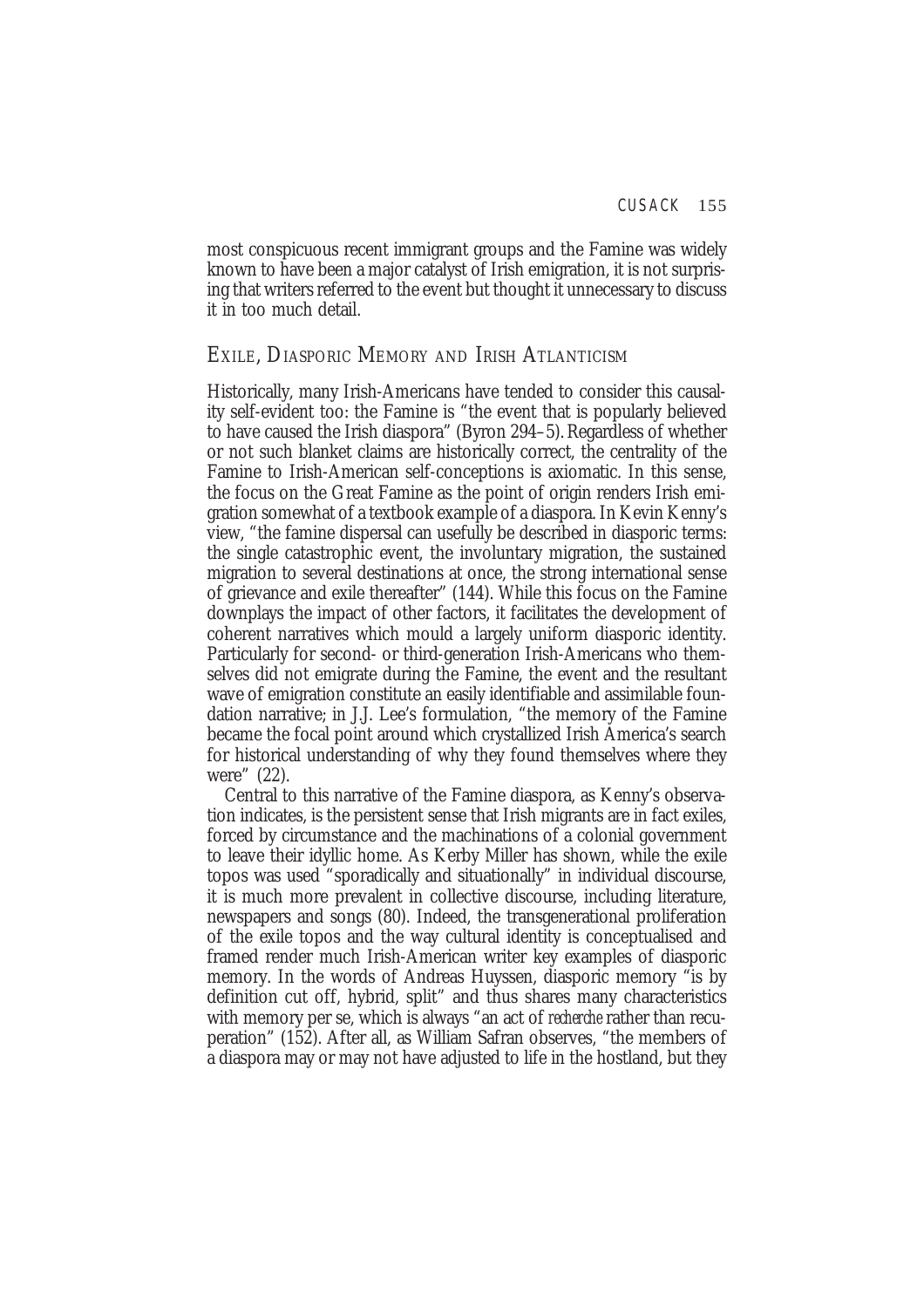most conspicuous recent immigrant groups and the Famine was widely known to have been a major catalyst of Irish emigration, it is not surprising that writers referred to the event but thought it unnecessary to discuss it in too much detail.

## Exile, Diasporic Memory and Irish Atlanticism

Historically, many Irish-Americans have tended to consider this causality self-evident too: the Famine is "the event that is popularly believed to have caused the Irish diaspora" (Byron 294–5). Regardless of whether or not such blanket claims are historically correct, the centrality of the Famine to Irish-American self-conceptions is axiomatic. In this sense, the focus on the Great Famine as the point of origin renders Irish emigration somewhat of a textbook example of a diaspora. In Kevin Kenny's view, "the famine dispersal can usefully be described in diasporic terms: the single catastrophic event, the involuntary migration, the sustained migration to several destinations at once, the strong international sense of grievance and exile thereafter" (144). While this focus on the Famine downplays the impact of other factors, it facilitates the development of coherent narratives which mould a largely uniform diasporic identity. Particularly for second- or third-generation Irish-Americans who themselves did not emigrate during the Famine, the event and the resultant wave of emigration constitute an easily identifiable and assimilable foundation narrative; in J.J. Lee's formulation, "the memory of the Famine became the focal point around which crystallized Irish America's search for historical understanding of why they found themselves where they were" (22).

Central to this narrative of the Famine diaspora, as Kenny's observation indicates, is the persistent sense that Irish migrants are in fact exiles, forced by circumstance and the machinations of a colonial government to leave their idyllic home. As Kerby Miller has shown, while the exile topos was used "sporadically and situationally" in individual discourse, it is much more prevalent in collective discourse, including literature, newspapers and songs (80). Indeed, the transgenerational proliferation of the exile topos and the way cultural identity is conceptualised and framed render much Irish-American writer key examples of diasporic memory. In the words of Andreas Huyssen, diasporic memory "is by definition cut off, hybrid, split" and thus shares many characteristics with memory per se, which is always "an act of *recherche* rather than recuperation" (152). After all, as William Safran observes, "the members of a diaspora may or may not have adjusted to life in the hostland, but they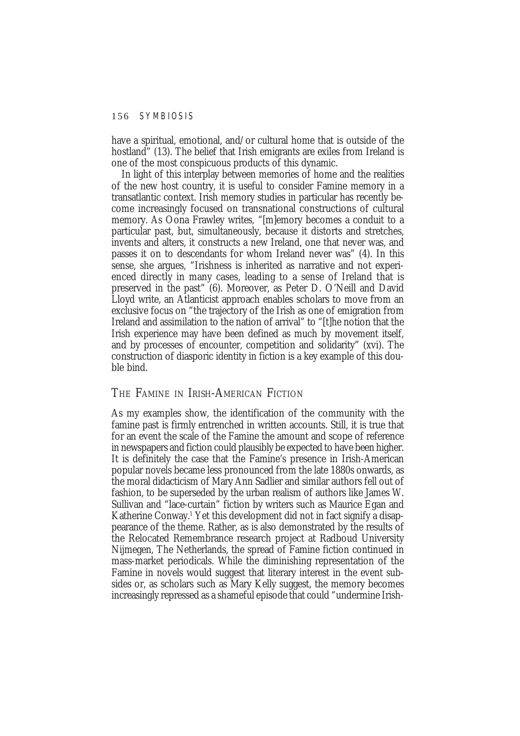have a spiritual, emotional, and/or cultural home that is outside of the hostland" (13). The belief that Irish emigrants are exiles from Ireland is one of the most conspicuous products of this dynamic.

In light of this interplay between memories of home and the realities of the new host country, it is useful to consider Famine memory in a transatlantic context. Irish memory studies in particular has recently become increasingly focused on transnational constructions of cultural memory. As Oona Frawley writes, "[m]emory becomes a conduit to a particular past, but, simultaneously, because it distorts and stretches, invents and alters, it constructs a new Ireland, one that never was, and passes it on to descendants for whom Ireland never was" (4). In this sense, she argues, "Irishness is inherited as narrative and not experienced directly in many cases, leading to a sense of Ireland that is preserved in the past" (6). Moreover, as Peter D. O'Neill and David Lloyd write, an Atlanticist approach enables scholars to move from an exclusive focus on "the trajectory of the Irish as one of emigration from Ireland and assimilation to the nation of arrival" to "[t]he notion that the Irish experience may have been defined as much by movement itself, and by processes of encounter, competition and solidarity" (xvi). The construction of diasporic identity in fiction is a key example of this double bind.

## The Famine in Irish-American Fiction

As my examples show, the identification of the community with the famine past is firmly entrenched in written accounts. Still, it is true that for an event the scale of the Famine the amount and scope of reference in newspapers and fiction could plausibly be expected to have been higher. It is definitely the case that the Famine's presence in Irish-American popular novels became less pronounced from the late 1880s onwards, as the moral didacticism of Mary Ann Sadlier and similar authors fell out of fashion, to be superseded by the urban realism of authors like James W. Sullivan and "lace-curtain" fiction by writers such as Maurice Egan and Katherine Conway.[1] Yet this development did not in fact signify a disappearance of the theme. Rather, as is also demonstrated by the results of the Relocated Remembrance research project at Radboud University Nijmegen, The Netherlands, the spread of Famine fiction continued in mass-market periodicals. While the diminishing representation of the Famine in novels would suggest that literary interest in the event subsides or, as scholars such as Mary Kelly suggest, the memory becomes increasingly repressed as a shameful episode that could "undermine Irish-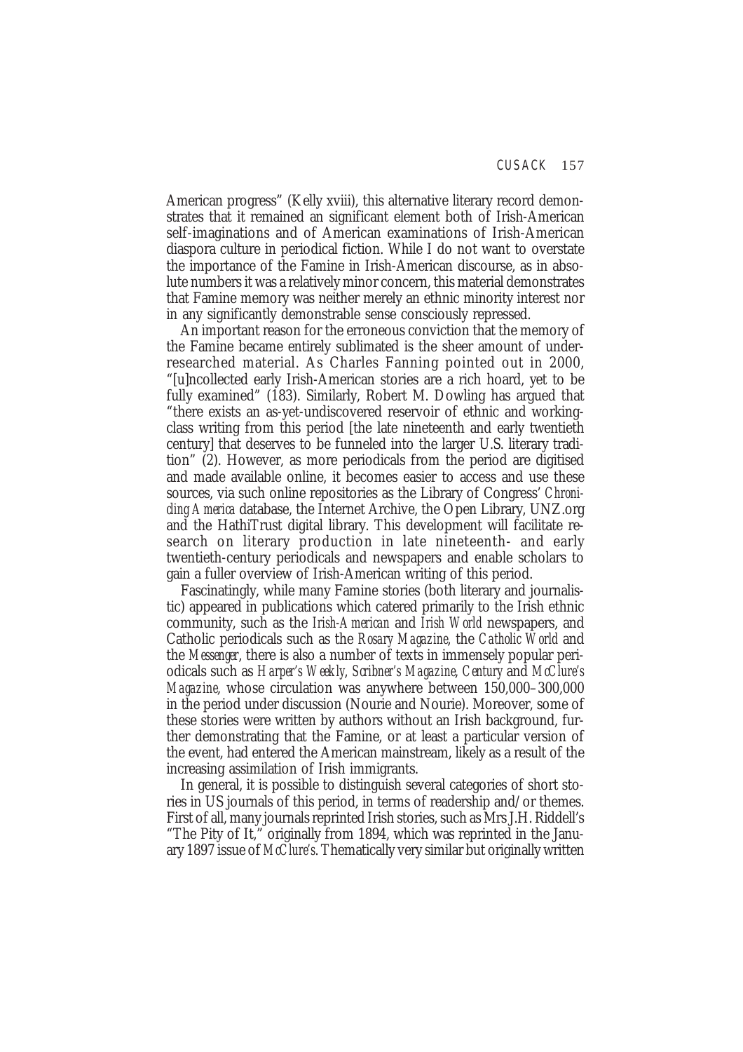American progress" (Kelly xviii), this alternative literary record demonstrates that it remained an significant element both of Irish-American self-imaginations and of American examinations of Irish-American diaspora culture in periodical fiction. While I do not want to overstate the importance of the Famine in Irish-American discourse, as in absolute numbers it was a relatively minor concern, this material demonstrates that Famine memory was neither merely an ethnic minority interest nor in any significantly demonstrable sense consciously repressed.

An important reason for the erroneous conviction that the memory of the Famine became entirely sublimated is the sheer amount of underresearched material. As Charles Fanning pointed out in 2000, "[u]ncollected early Irish-American stories are a rich hoard, yet to be fully examined" (183). Similarly, Robert M. Dowling has argued that "there exists an as-yet-undiscovered reservoir of ethnic and working-class writing from this period [the late nineteenth and early twentieth century] that deserves to be funneled into the larger U.S. literary tradition" (2). However, as more periodicals from the period are digitised and made available online, it becomes easier to access and use these sources, via such online repositories as the Library of Congress' *Chronicling America* database, the Internet Archive, the Open Library, UNZ.org and the HathiTrust digital library. This development will facilitate research on literary production in late nineteenth- and early twentieth-century periodicals and newspapers and enable scholars to gain a fuller overview of Irish-American writing of this period.

Fascinatingly, while many Famine stories (both literary and journalistic) appeared in publications which catered primarily to the Irish ethnic community, such as the *Irish-American* and *Irish World* newspapers, and Catholic periodicals such as the *Rosary Magazine*, the *Catholic World* and the *Messenger*, there is also a number of texts in immensely popular periodicals such as *Harper's Weekly*, *Scribner's Magazine*, *Century* and *McClure's Magazine*, whose circulation was anywhere between 150,000–300,000 in the period under discussion (Nourie and Nourie). Moreover, some of these stories were written by authors without an Irish background, further demonstrating that the Famine, or at least a particular version of the event, had entered the American mainstream, likely as a result of the increasing assimilation of Irish immigrants.

In general, it is possible to distinguish several categories of short stories in US journals of this period, in terms of readership and/or themes. First of all, many journals reprinted Irish stories, such as Mrs J.H. Riddell's "The Pity of It," originally from 1894, which was reprinted in the January 1897 issue of *McClure's*. Thematically very similar but originally written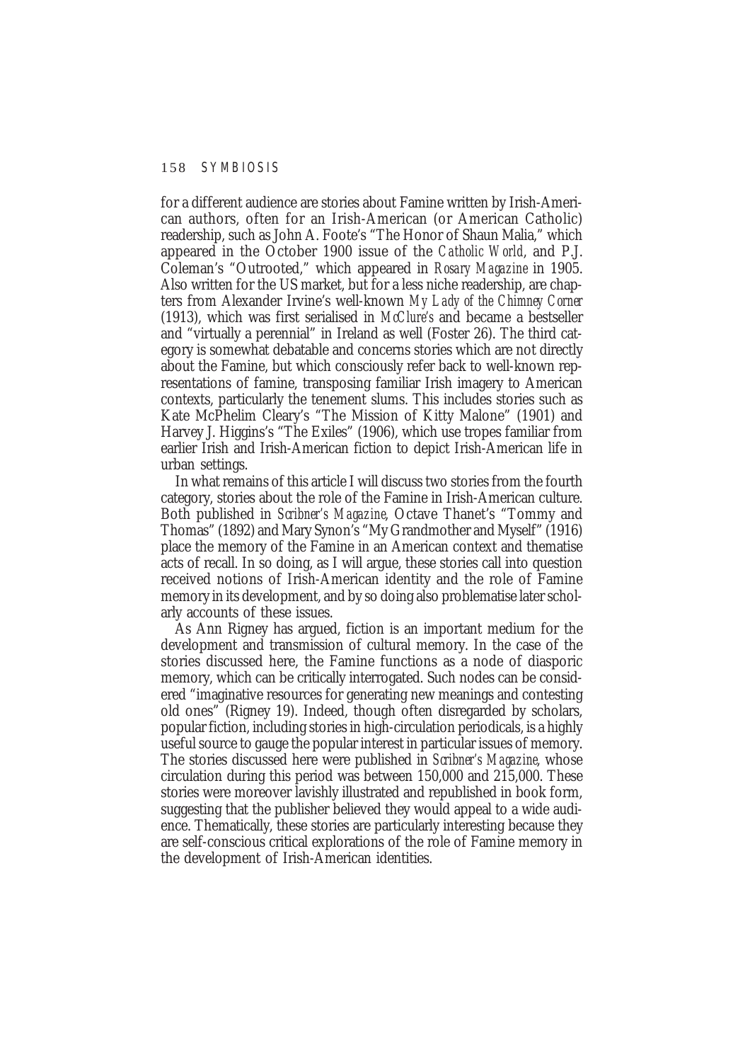for a different audience are stories about Famine written by Irish-American authors, often for an Irish-American (or American Catholic) readership, such as John A. Foote's "The Honor of Shaun Malia," which appeared in the October 1900 issue of the *Catholic World*, and P.J. Coleman's "Outrooted," which appeared in *Rosary Magazine* in 1905. Also written for the US market, but for a less niche readership, are chapters from Alexander Irvine's well-known *My Lady of the Chimney Corner* (1913), which was first serialised in *McClure's* and became a bestseller and "virtually a perennial" in Ireland as well (Foster 26). The third category is somewhat debatable and concerns stories which are not directly about the Famine, but which consciously refer back to well-known representations of famine, transposing familiar Irish imagery to American contexts, particularly the tenement slums. This includes stories such as Kate McPhelim Cleary's "The Mission of Kitty Malone" (1901) and Harvey J. Higgins's "The Exiles" (1906), which use tropes familiar from earlier Irish and Irish-American fiction to depict Irish-American life in urban settings.

In what remains of this article I will discuss two stories from the fourth category, stories about the role of the Famine in Irish-American culture. Both published in *Scribner's Magazine*, Octave Thanet's "Tommy and Thomas" (1892) and Mary Synon's "My Grandmother and Myself" (1916) place the memory of the Famine in an American context and thematise acts of recall. In so doing, as I will argue, these stories call into question received notions of Irish-American identity and the role of Famine memory in its development, and by so doing also problematise later scholarly accounts of these issues.

As Ann Rigney has argued, fiction is an important medium for the development and transmission of cultural memory. In the case of the stories discussed here, the Famine functions as a node of diasporic memory, which can be critically interrogated. Such nodes can be considered "imaginative resources for generating new meanings and contesting old ones" (Rigney 19). Indeed, though often disregarded by scholars, popular fiction, including stories in high-circulation periodicals, is a highly useful source to gauge the popular interest in particular issues of memory. The stories discussed here were published in *Scribner's Magazine*, whose circulation during this period was between 150,000 and 215,000. These stories were moreover lavishly illustrated and republished in book form, suggesting that the publisher believed they would appeal to a wide audience. Thematically, these stories are particularly interesting because they are self-conscious critical explorations of the role of Famine memory in the development of Irish-American identities.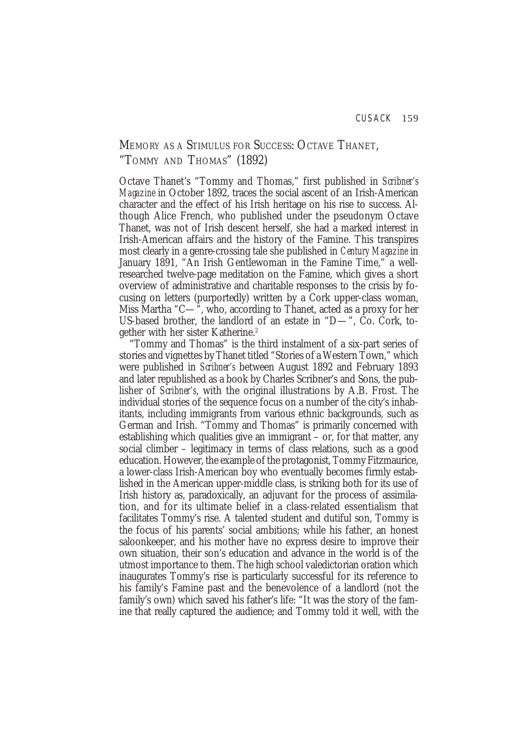## Memory as a Stimulus for Success: Octave Thanet, "Tommy and Thomas" (1892)

Octave Thanet's "Tommy and Thomas," first published in *Scribner's Magazine* in October 1892, traces the social ascent of an Irish-American character and the effect of his Irish heritage on his rise to success. Although Alice French, who published under the pseudonym Octave Thanet, was not of Irish descent herself, she had a marked interest in Irish-American affairs and the history of the Famine. This transpires most clearly in a genre-crossing tale she published in *Century Magazine* in January 1891, "An Irish Gentlewoman in the Famine Time," a well-researched twelve-page meditation on the Famine, which gives a short overview of administrative and charitable responses to the crisis by focusing on letters (purportedly) written by a Cork upper-class woman, Miss Martha "C—", who, according to Thanet, acted as a proxy for her US-based brother, the landlord of an estate in "D—", Co. Cork, together with her sister Katherine.[2]

"Tommy and Thomas" is the third instalment of a six-part series of stories and vignettes by Thanet titled "Stories of a Western Town," which were published in *Scribner's* between August 1892 and February 1893 and later republished as a book by Charles Scribner's and Sons, the publisher of *Scribner's*, with the original illustrations by A.B. Frost. The individual stories of the sequence focus on a number of the city's inhabitants, including immigrants from various ethnic backgrounds, such as German and Irish. "Tommy and Thomas" is primarily concerned with establishing which qualities give an immigrant – or, for that matter, any social climber – legitimacy in terms of class relations, such as a good education. However, the example of the protagonist, Tommy Fitzmaurice, a lower-class Irish-American boy who eventually becomes firmly established in the American upper-middle class, is striking both for its use of Irish history as, paradoxically, an adjuvant for the process of assimilation, and for its ultimate belief in a class-related essentialism that facilitates Tommy's rise. A talented student and dutiful son, Tommy is the focus of his parents' social ambitions; while his father, an honest saloonkeeper, and his mother have no express desire to improve their own situation, their son's education and advance in the world is of the utmost importance to them. The high school valedictorian oration which inaugurates Tommy's rise is particularly successful for its reference to his family's Famine past and the benevolence of a landlord (not the family's own) which saved his father's life: "It was the story of the famine that really captured the audience; and Tommy told it well, with the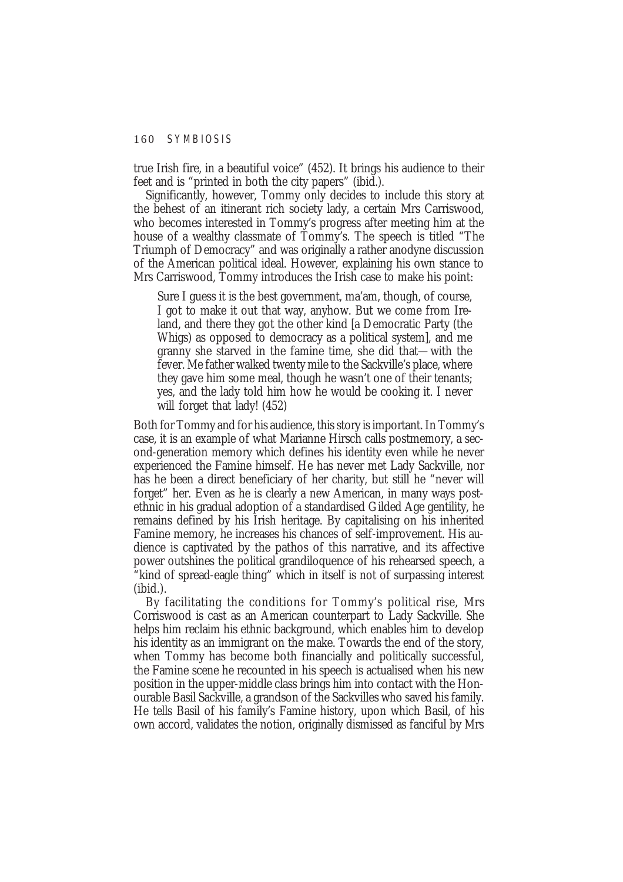true Irish fire, in a beautiful voice" (452). It brings his audience to their feet and is "printed in both the city papers" (ibid.).

Significantly, however, Tommy only decides to include this story at the behest of an itinerant rich society lady, a certain Mrs Carriswood, who becomes interested in Tommy's progress after meeting him at the house of a wealthy classmate of Tommy's. The speech is titled "The Triumph of Democracy" and was originally a rather anodyne discussion of the American political ideal. However, explaining his own stance to Mrs Carriswood, Tommy introduces the Irish case to make his point:

> Sure I guess it is the best government, ma'am, though, of course, I got to make it out that way, anyhow. But we come from Ireland, and there they got the other kind [a Democratic Party (the Whigs) as opposed to democracy as a political system], and me granny she starved in the famine time, she did that—with the fever. Me father walked twenty mile to the Sackville's place, where they gave him some meal, though he wasn't one of their tenants; yes, and the lady told him how he would be cooking it. I never will forget that lady! (452)

Both for Tommy and for his audience, this story is important. In Tommy's case, it is an example of what Marianne Hirsch calls postmemory, a second-generation memory which defines his identity even while he never experienced the Famine himself. He has never met Lady Sackville, nor has he been a direct beneficiary of her charity, but still he "never will forget" her. Even as he is clearly a new American, in many ways post-ethnic in his gradual adoption of a standardised Gilded Age gentility, he remains defined by his Irish heritage. By capitalising on his inherited Famine memory, he increases his chances of self-improvement. His audience is captivated by the pathos of this narrative, and its affective power outshines the political grandiloquence of his rehearsed speech, a "kind of spread-eagle thing" which in itself is not of surpassing interest (ibid.).

By facilitating the conditions for Tommy's political rise, Mrs Corriswood is cast as an American counterpart to Lady Sackville. She helps him reclaim his ethnic background, which enables him to develop his identity as an immigrant on the make. Towards the end of the story, when Tommy has become both financially and politically successful, the Famine scene he recounted in his speech is actualised when his new position in the upper-middle class brings him into contact with the Honourable Basil Sackville, a grandson of the Sackvilles who saved his family. He tells Basil of his family's Famine history, upon which Basil, of his own accord, validates the notion, originally dismissed as fanciful by Mrs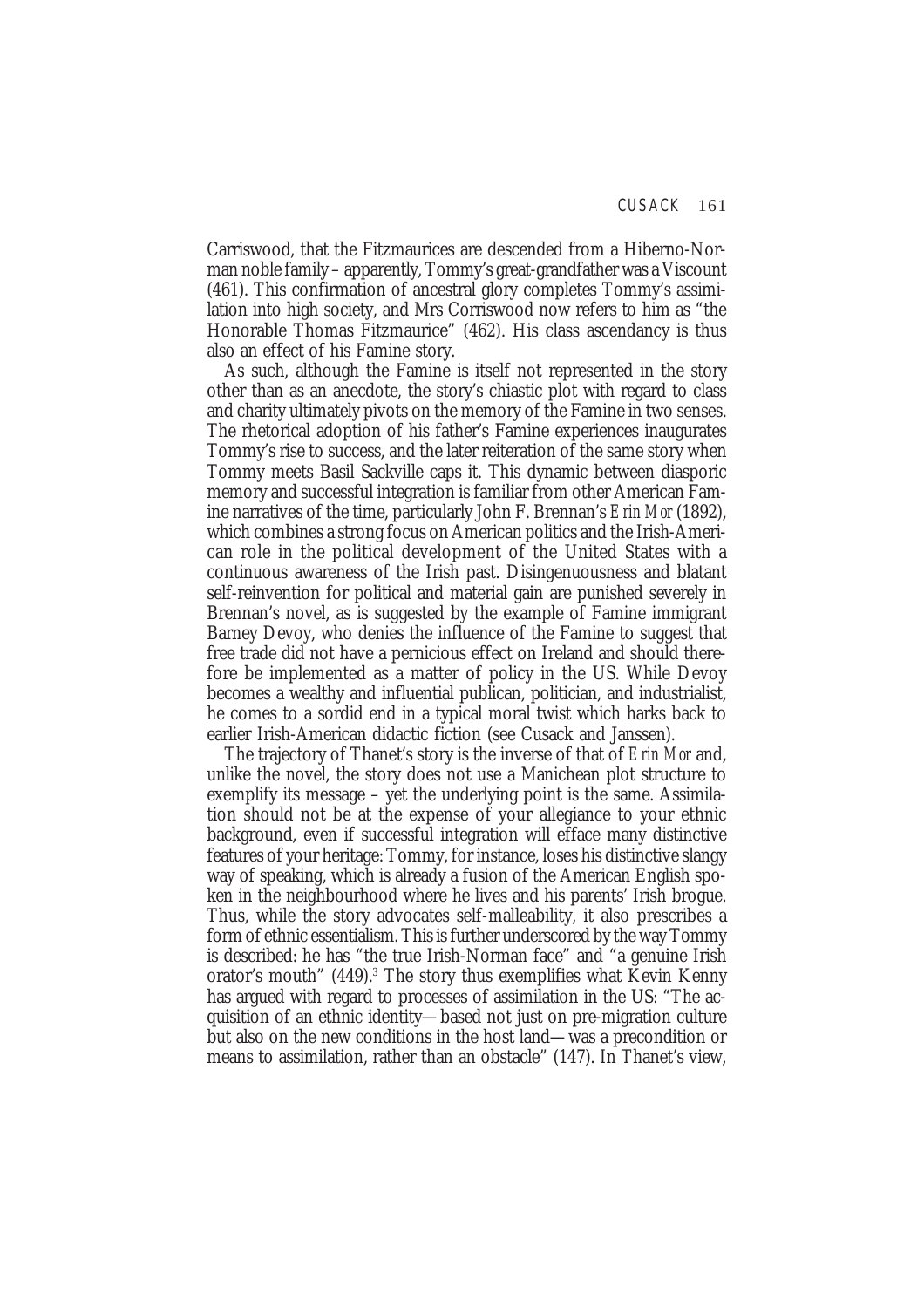Carriswood, that the Fitzmaurices are descended from a Hiberno-Norman noble family – apparently, Tommy's great-grandfather was a Viscount (461). This confirmation of ancestral glory completes Tommy's assimilation into high society, and Mrs Corriswood now refers to him as "the Honorable Thomas Fitzmaurice" (462). His class ascendancy is thus also an effect of his Famine story.

As such, although the Famine is itself not represented in the story other than as an anecdote, the story's chiastic plot with regard to class and charity ultimately pivots on the memory of the Famine in two senses. The rhetorical adoption of his father's Famine experiences inaugurates Tommy's rise to success, and the later reiteration of the same story when Tommy meets Basil Sackville caps it. This dynamic between diasporic memory and successful integration is familiar from other American Famine narratives of the time, particularly John F. Brennan's *Erin Mor* (1892), which combines a strong focus on American politics and the Irish-American role in the political development of the United States with a continuous awareness of the Irish past. Disingenuousness and blatant self-reinvention for political and material gain are punished severely in Brennan's novel, as is suggested by the example of Famine immigrant Barney Devoy, who denies the influence of the Famine to suggest that free trade did not have a pernicious effect on Ireland and should therefore be implemented as a matter of policy in the US. While Devoy becomes a wealthy and influential publican, politician, and industrialist, he comes to a sordid end in a typical moral twist which harks back to earlier Irish-American didactic fiction (see Cusack and Janssen).

The trajectory of Thanet's story is the inverse of that of *Erin Mor* and, unlike the novel, the story does not use a Manichean plot structure to exemplify its message – yet the underlying point is the same. Assimilation should not be at the expense of your allegiance to your ethnic background, even if successful integration will efface many distinctive features of your heritage: Tommy, for instance, loses his distinctive slangy way of speaking, which is already a fusion of the American English spoken in the neighbourhood where he lives and his parents' Irish brogue. Thus, while the story advocates self-malleability, it also prescribes a form of ethnic essentialism. This is further underscored by the way Tommy is described: he has "the true Irish-Norman face" and "a genuine Irish orator's mouth" (449).[3] The story thus exemplifies what Kevin Kenny has argued with regard to processes of assimilation in the US: "The acquisition of an ethnic identity—based not just on pre-migration culture but also on the new conditions in the host land—was a precondition or means to assimilation, rather than an obstacle" (147). In Thanet's view,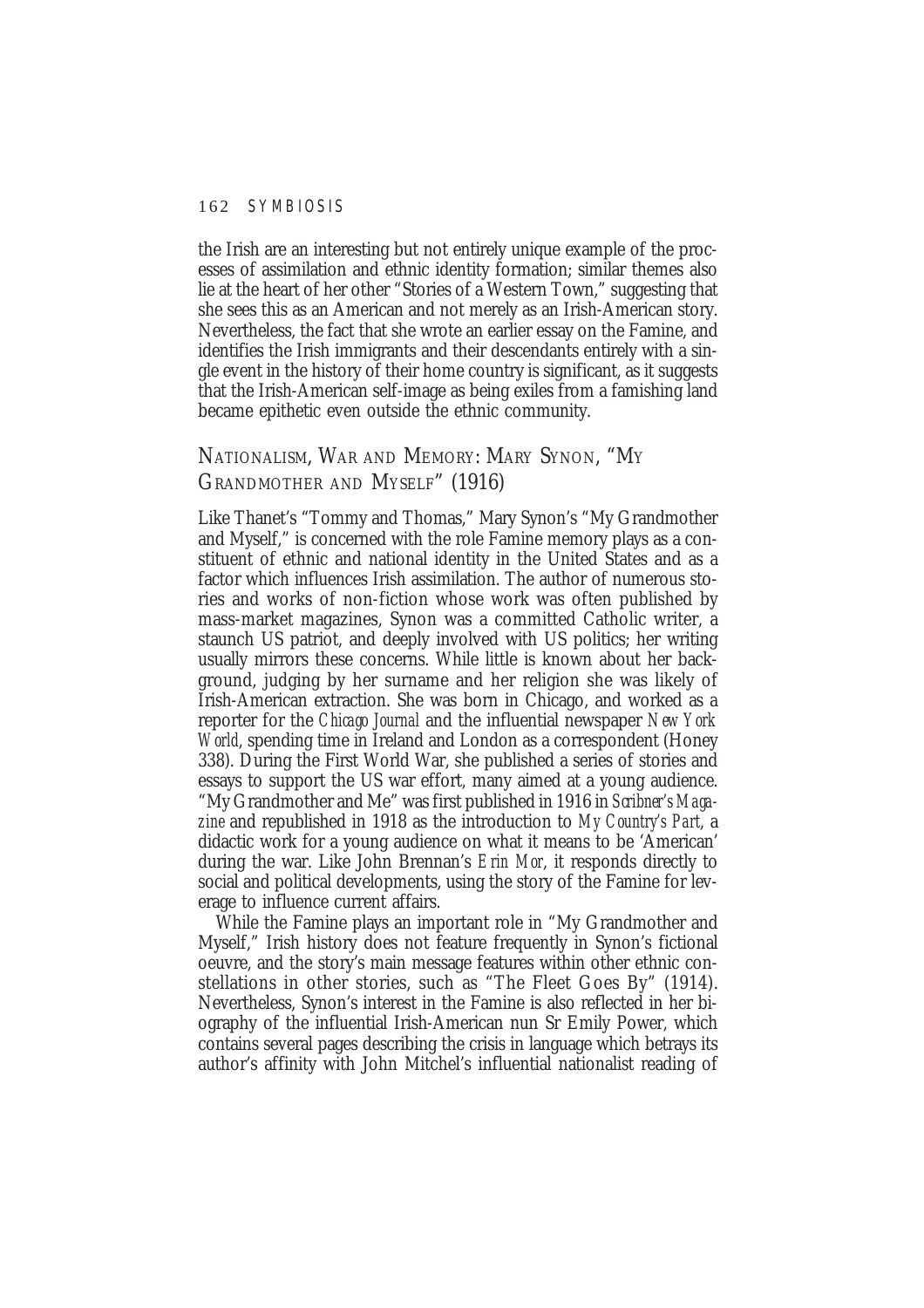the Irish are an interesting but not entirely unique example of the processes of assimilation and ethnic identity formation; similar themes also lie at the heart of her other "Stories of a Western Town," suggesting that she sees this as an American and not merely as an Irish-American story. Nevertheless, the fact that she wrote an earlier essay on the Famine, and identifies the Irish immigrants and their descendants entirely with a single event in the history of their home country is significant, as it suggests that the Irish-American self-image as being exiles from a famishing land became epithetic even outside the ethnic community.

## NATIONALISM, WAR AND MEMORY: MARY SYNON, "MY GRANDMOTHER AND MYSELF" (1916)

Like Thanet's "Tommy and Thomas," Mary Synon's "My Grandmother and Myself," is concerned with the role Famine memory plays as a constituent of ethnic and national identity in the United States and as a factor which influences Irish assimilation. The author of numerous stories and works of non-fiction whose work was often published by mass-market magazines, Synon was a committed Catholic writer, a staunch US patriot, and deeply involved with US politics; her writing usually mirrors these concerns. While little is known about her background, judging by her surname and her religion she was likely of Irish-American extraction. She was born in Chicago, and worked as a reporter for the *Chicago Journal* and the influential newspaper *New York World*, spending time in Ireland and London as a correspondent (Honey 338). During the First World War, she published a series of stories and essays to support the US war effort, many aimed at a young audience. "My Grandmother and Me" was first published in 1916 in *Scribner's Magazine* and republished in 1918 as the introduction to *My Country's Part*, a didactic work for a young audience on what it means to be 'American' during the war. Like John Brennan's *Erin Mor*, it responds directly to social and political developments, using the story of the Famine for leverage to influence current affairs.

While the Famine plays an important role in "My Grandmother and Myself," Irish history does not feature frequently in Synon's fictional oeuvre, and the story's main message features within other ethnic constellations in other stories, such as "The Fleet Goes By" (1914). Nevertheless, Synon's interest in the Famine is also reflected in her biography of the influential Irish-American nun Sr Emily Power, which contains several pages describing the crisis in language which betrays its author's affinity with John Mitchel's influential nationalist reading of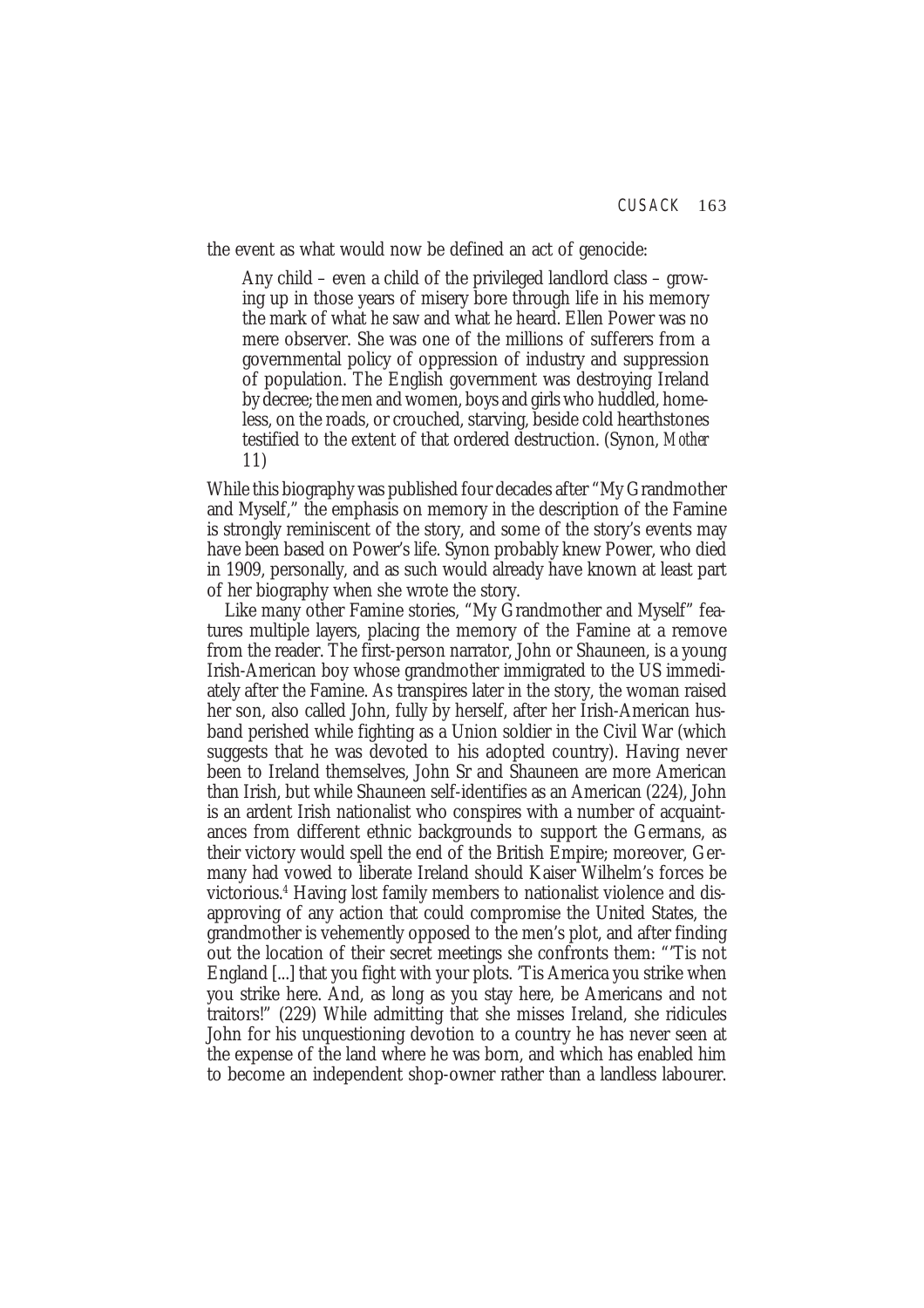the event as what would now be defined an act of genocide:

> Any child – even a child of the privileged landlord class – growing up in those years of misery bore through life in his memory the mark of what he saw and what he heard. Ellen Power was no mere observer. She was one of the millions of sufferers from a governmental policy of oppression of industry and suppression of population. The English government was destroying Ireland by decree; the men and women, boys and girls who huddled, homeless, on the roads, or crouched, starving, beside cold hearthstones testified to the extent of that ordered destruction. (Synon, *Mother* 11)

While this biography was published four decades after "My Grandmother and Myself," the emphasis on memory in the description of the Famine is strongly reminiscent of the story, and some of the story's events may have been based on Power's life. Synon probably knew Power, who died in 1909, personally, and as such would already have known at least part of her biography when she wrote the story.

Like many other Famine stories, "My Grandmother and Myself" features multiple layers, placing the memory of the Famine at a remove from the reader. The first-person narrator, John or Shauneen, is a young Irish-American boy whose grandmother immigrated to the US immediately after the Famine. As transpires later in the story, the woman raised her son, also called John, fully by herself, after her Irish-American husband perished while fighting as a Union soldier in the Civil War (which suggests that he was devoted to his adopted country). Having never been to Ireland themselves, John Sr and Shauneen are more American than Irish, but while Shauneen self-identifies as an American (224), John is an ardent Irish nationalist who conspires with a number of acquaintances from different ethnic backgrounds to support the Germans, as their victory would spell the end of the British Empire; moreover, Germany had vowed to liberate Ireland should Kaiser Wilhelm's forces be victorious.[4] Having lost family members to nationalist violence and disapproving of any action that could compromise the United States, the grandmother is vehemently opposed to the men's plot, and after finding out the location of their secret meetings she confronts them: "'Tis not England [...] that you fight with your plots. 'Tis America you strike when you strike here. And, as long as you stay here, be Americans and not traitors!" (229) While admitting that she misses Ireland, she ridicules John for his unquestioning devotion to a country he has never seen at the expense of the land where he was born, and which has enabled him to become an independent shop-owner rather than a landless labourer.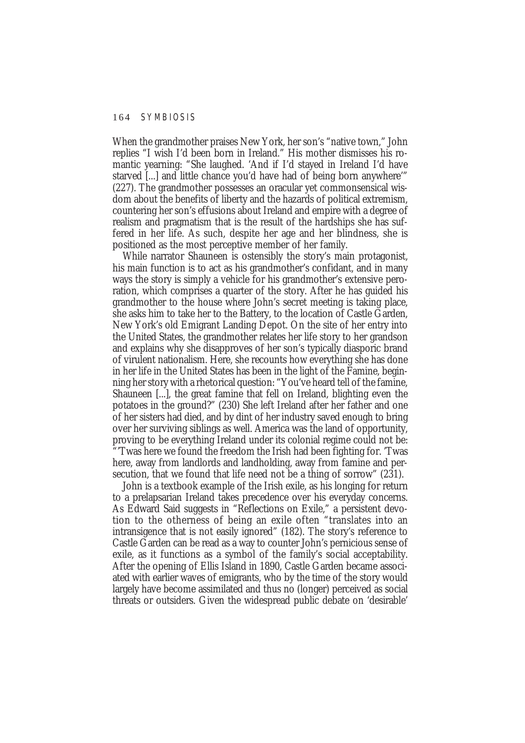When the grandmother praises New York, her son's "native town," John replies "I wish I'd been born in Ireland." His mother dismisses his romantic yearning: "She laughed. 'And if I'd stayed in Ireland I'd have starved [...] and little chance you'd have had of being born anywhere'" (227). The grandmother possesses an oracular yet commonsensical wisdom about the benefits of liberty and the hazards of political extremism, countering her son's effusions about Ireland and empire with a degree of realism and pragmatism that is the result of the hardships she has suffered in her life. As such, despite her age and her blindness, she is positioned as the most perceptive member of her family.

While narrator Shauneen is ostensibly the story's main protagonist, his main function is to act as his grandmother's confidant, and in many ways the story is simply a vehicle for his grandmother's extensive peroration, which comprises a quarter of the story. After he has guided his grandmother to the house where John's secret meeting is taking place, she asks him to take her to the Battery, to the location of Castle Garden, New York's old Emigrant Landing Depot. On the site of her entry into the United States, the grandmother relates her life story to her grandson and explains why she disapproves of her son's typically diasporic brand of virulent nationalism. Here, she recounts how everything she has done in her life in the United States has been in the light of the Famine, beginning her story with a rhetorical question: "You've heard tell of the famine, Shauneen [...], the great famine that fell on Ireland, blighting even the potatoes in the ground?" (230) She left Ireland after her father and one of her sisters had died, and by dint of her industry saved enough to bring over her surviving siblings as well. America was the land of opportunity, proving to be everything Ireland under its colonial regime could not be: "'Twas here we found the freedom the Irish had been fighting for. 'Twas here, away from landlords and landholding, away from famine and persecution, that we found that life need not be a thing of sorrow" (231).

John is a textbook example of the Irish exile, as his longing for return to a prelapsarian Ireland takes precedence over his everyday concerns. As Edward Said suggests in "Reflections on Exile," a persistent devotion to the otherness of being an exile often "translates into an intransigence that is not easily ignored" (182). The story's reference to Castle Garden can be read as a way to counter John's pernicious sense of exile, as it functions as a symbol of the family's social acceptability. After the opening of Ellis Island in 1890, Castle Garden became associated with earlier waves of emigrants, who by the time of the story would largely have become assimilated and thus no (longer) perceived as social threats or outsiders. Given the widespread public debate on 'desirable'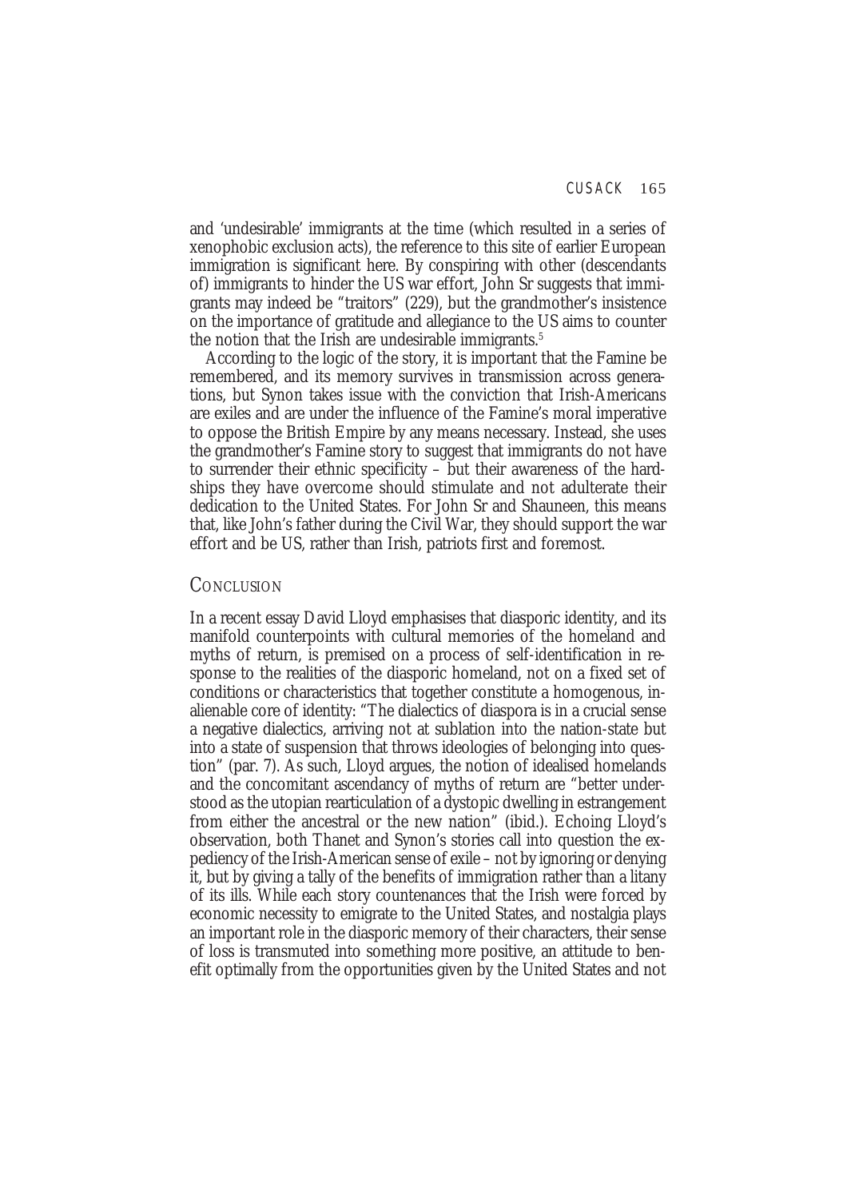and 'undesirable' immigrants at the time (which resulted in a series of xenophobic exclusion acts), the reference to this site of earlier European immigration is significant here. By conspiring with other (descendants of) immigrants to hinder the US war effort, John Sr suggests that immigrants may indeed be "traitors" (229), but the grandmother's insistence on the importance of gratitude and allegiance to the US aims to counter the notion that the Irish are undesirable immigrants.[5]

According to the logic of the story, it is important that the Famine be remembered, and its memory survives in transmission across generations, but Synon takes issue with the conviction that Irish-Americans are exiles and are under the influence of the Famine's moral imperative to oppose the British Empire by any means necessary. Instead, she uses the grandmother's Famine story to suggest that immigrants do not have to surrender their ethnic specificity – but their awareness of the hardships they have overcome should stimulate and not adulterate their dedication to the United States. For John Sr and Shauneen, this means that, like John's father during the Civil War, they should support the war effort and be US, rather than Irish, patriots first and foremost.

## Conclusion

In a recent essay David Lloyd emphasises that diasporic identity, and its manifold counterpoints with cultural memories of the homeland and myths of return, is premised on a process of self-identification in response to the realities of the diasporic homeland, not on a fixed set of conditions or characteristics that together constitute a homogenous, inalienable core of identity: "The dialectics of diaspora is in a crucial sense a negative dialectics, arriving not at sublation into the nation-state but into a state of suspension that throws ideologies of belonging into question" (par. 7). As such, Lloyd argues, the notion of idealised homelands and the concomitant ascendancy of myths of return are "better understood as the utopian rearticulation of a dystopic dwelling in estrangement from either the ancestral or the new nation" (ibid.). Echoing Lloyd's observation, both Thanet and Synon's stories call into question the expediency of the Irish-American sense of exile – not by ignoring or denying it, but by giving a tally of the benefits of immigration rather than a litany of its ills. While each story countenances that the Irish were forced by economic necessity to emigrate to the United States, and nostalgia plays an important role in the diasporic memory of their characters, their sense of loss is transmuted into something more positive, an attitude to benefit optimally from the opportunities given by the United States and not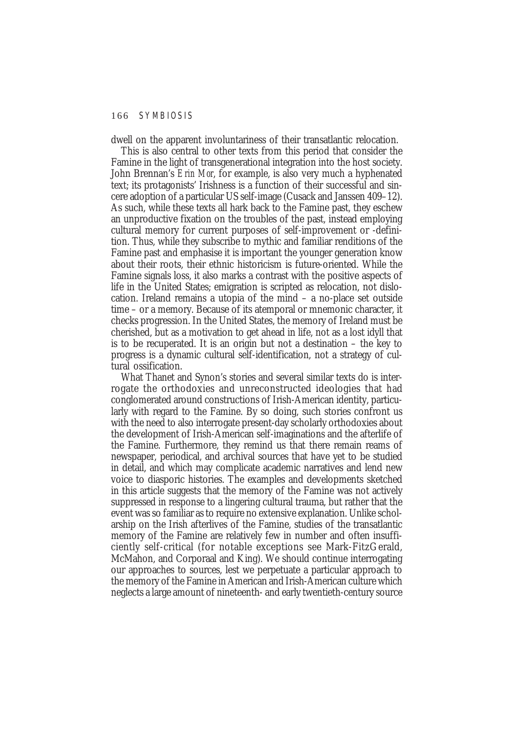dwell on the apparent involuntariness of their transatlantic relocation.

This is also central to other texts from this period that consider the Famine in the light of transgenerational integration into the host society. John Brennan's *Erin Mor*, for example, is also very much a hyphenated text; its protagonists' Irishness is a function of their successful and sincere adoption of a particular US self-image (Cusack and Janssen 409–12). As such, while these texts all hark back to the Famine past, they eschew an unproductive fixation on the troubles of the past, instead employing cultural memory for current purposes of self-improvement or -definition. Thus, while they subscribe to mythic and familiar renditions of the Famine past and emphasise it is important the younger generation know about their roots, their ethnic historicism is future-oriented. While the Famine signals loss, it also marks a contrast with the positive aspects of life in the United States; emigration is scripted as relocation, not dislocation. Ireland remains a utopia of the mind – a no-place set outside time – or a memory. Because of its atemporal or mnemonic character, it checks progression. In the United States, the memory of Ireland must be cherished, but as a motivation to get ahead in life, not as a lost idyll that is to be recuperated. It is an origin but not a destination – the key to progress is a dynamic cultural self-identification, not a strategy of cultural ossification.

What Thanet and Synon's stories and several similar texts do is interrogate the orthodoxies and unreconstructed ideologies that had conglomerated around constructions of Irish-American identity, particularly with regard to the Famine. By so doing, such stories confront us with the need to also interrogate present-day scholarly orthodoxies about the development of Irish-American self-imaginations and the afterlife of the Famine. Furthermore, they remind us that there remain reams of newspaper, periodical, and archival sources that have yet to be studied in detail, and which may complicate academic narratives and lend new voice to diasporic histories. The examples and developments sketched in this article suggests that the memory of the Famine was not actively suppressed in response to a lingering cultural trauma, but rather that the event was so familiar as to require no extensive explanation. Unlike scholarship on the Irish afterlives of the Famine, studies of the transatlantic memory of the Famine are relatively few in number and often insufficiently self-critical (for notable exceptions see Mark-FitzGerald, McMahon, and Corporaal and King). We should continue interrogating our approaches to sources, lest we perpetuate a particular approach to the memory of the Famine in American and Irish-American culture which neglects a large amount of nineteenth- and early twentieth-century source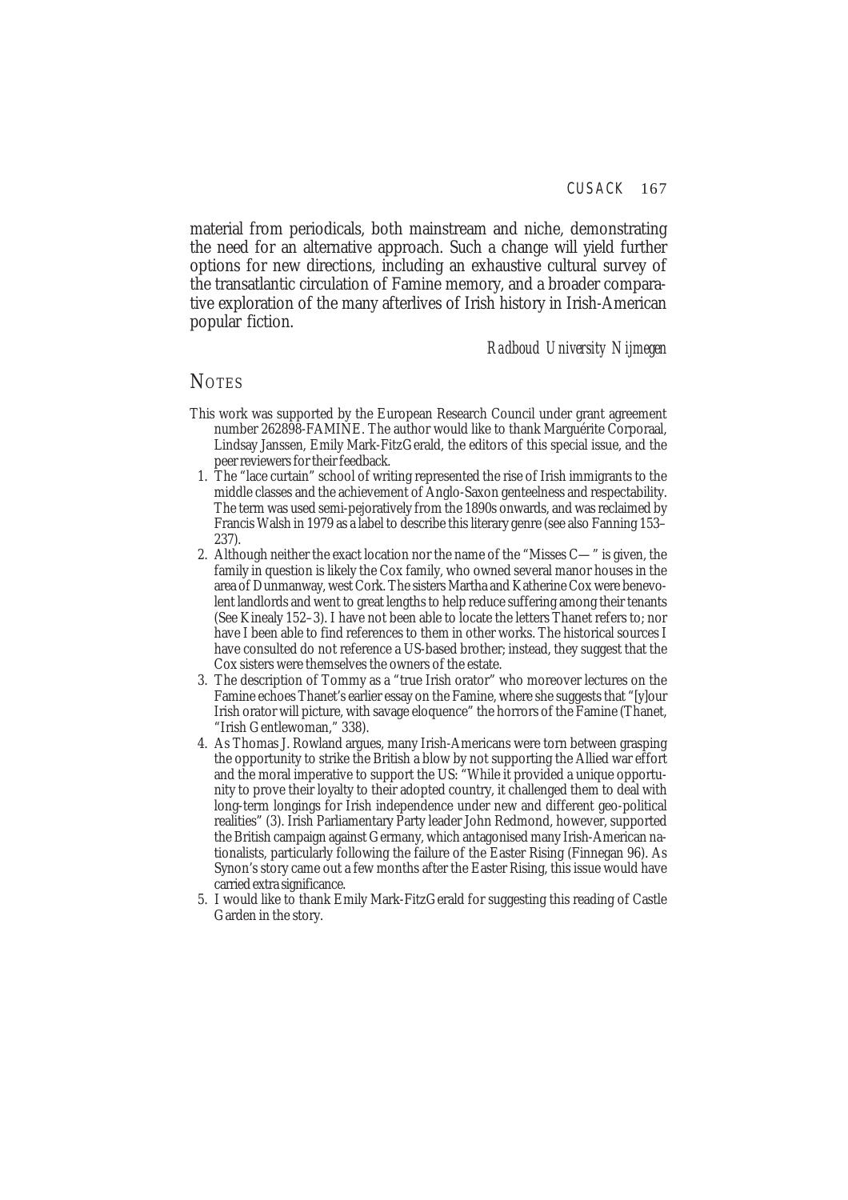material from periodicals, both mainstream and niche, demonstrating the need for an alternative approach. Such a change will yield further options for new directions, including an exhaustive cultural survey of the transatlantic circulation of Famine memory, and a broader comparative exploration of the many afterlives of Irish history in Irish-American popular fiction.

*Radboud University Nijmegen*

## Notes

This work was supported by the European Research Council under grant agreement number 262898-FAMINE. The author would like to thank Marguérite Corporaal, Lindsay Janssen, Emily Mark-FitzGerald, the editors of this special issue, and the peer reviewers for their feedback.

1. The "lace curtain" school of writing represented the rise of Irish immigrants to the middle classes and the achievement of Anglo-Saxon genteelness and respectability. The term was used semi-pejoratively from the 1890s onwards, and was reclaimed by Francis Walsh in 1979 as a label to describe this literary genre (see also Fanning 153–237).
2. Although neither the exact location nor the name of the "Misses C— " is given, the family in question is likely the Cox family, who owned several manor houses in the area of Dunmanway, west Cork. The sisters Martha and Katherine Cox were benevolent landlords and went to great lengths to help reduce suffering among their tenants (See Kinealy 152–3). I have not been able to locate the letters Thanet refers to; nor have I been able to find references to them in other works. The historical sources I have consulted do not reference a US-based brother; instead, they suggest that the Cox sisters were themselves the owners of the estate.
3. The description of Tommy as a "true Irish orator" who moreover lectures on the Famine echoes Thanet's earlier essay on the Famine, where she suggests that "[y]our Irish orator will picture, with savage eloquence" the horrors of the Famine (Thanet, "Irish Gentlewoman," 338).
4. As Thomas J. Rowland argues, many Irish-Americans were torn between grasping the opportunity to strike the British a blow by not supporting the Allied war effort and the moral imperative to support the US: "While it provided a unique opportunity to prove their loyalty to their adopted country, it challenged them to deal with long-term longings for Irish independence under new and different geo-political realities" (3). Irish Parliamentary Party leader John Redmond, however, supported the British campaign against Germany, which antagonised many Irish-American nationalists, particularly following the failure of the Easter Rising (Finnegan 96). As Synon's story came out a few months after the Easter Rising, this issue would have carried extra significance.
5. I would like to thank Emily Mark-FitzGerald for suggesting this reading of Castle Garden in the story.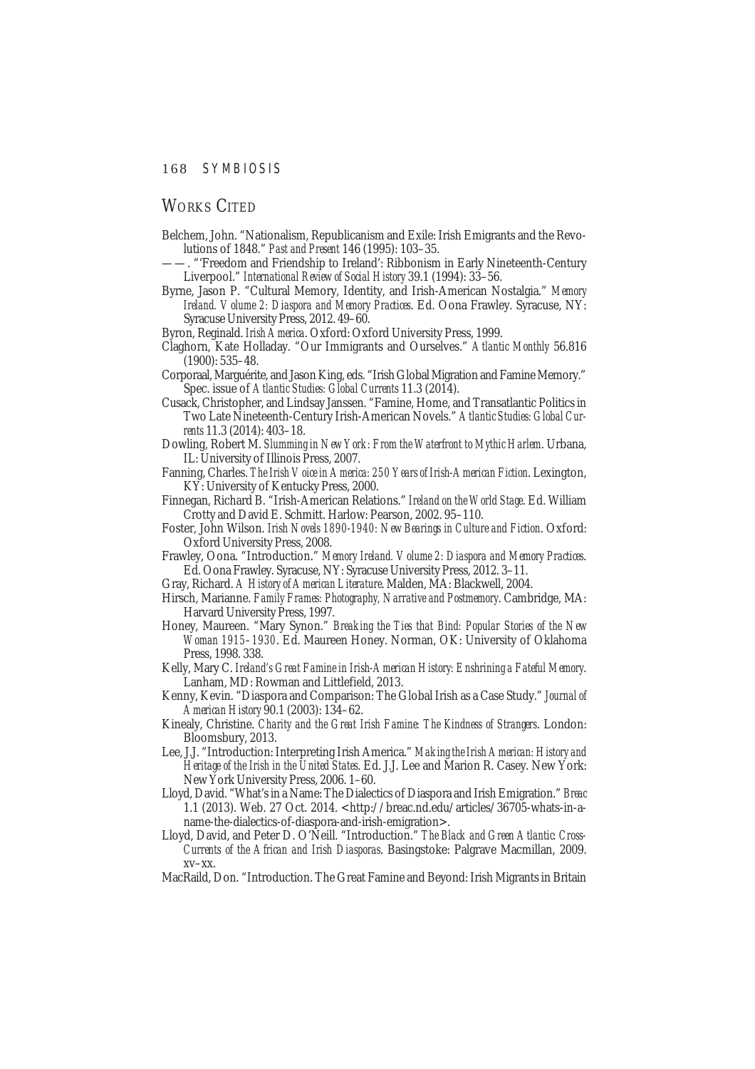## WORKS CITED

Belchem, John. "Nationalism, Republicanism and Exile: Irish Emigrants and the Revolutions of 1848." *Past and Present* 146 (1995): 103–35.

——. "'Freedom and Friendship to Ireland': Ribbonism in Early Nineteenth-Century Liverpool." *International Review of Social History* 39.1 (1994): 33–56.

Byrne, Jason P. "Cultural Memory, Identity, and Irish-American Nostalgia." *Memory Ireland. Volume 2: Diaspora and Memory Practices*. Ed. Oona Frawley. Syracuse, NY: Syracuse University Press, 2012. 49–60.

Byron, Reginald. *Irish America*. Oxford: Oxford University Press, 1999.

Claghorn, Kate Holladay. "Our Immigrants and Ourselves." *Atlantic Monthly* 56.816 (1900): 535–48.

Corporaal, Marguérite, and Jason King, eds. "Irish Global Migration and Famine Memory." Spec. issue of *Atlantic Studies: Global Currents* 11.3 (2014).

Cusack, Christopher, and Lindsay Janssen. "Famine, Home, and Transatlantic Politics in Two Late Nineteenth-Century Irish-American Novels." *Atlantic Studies: Global Currents* 11.3 (2014): 403–18.

Dowling, Robert M. *Slumming in New York: From the Waterfront to Mythic Harlem*. Urbana, IL: University of Illinois Press, 2007.

Fanning, Charles. *The Irish Voice in America: 250 Years of Irish-American Fiction*. Lexington, KY: University of Kentucky Press, 2000.

Finnegan, Richard B. "Irish-American Relations." *Ireland on the World Stage*. Ed. William Crotty and David E. Schmitt. Harlow: Pearson, 2002. 95–110.

Foster, John Wilson. *Irish Novels 1890-1940: New Bearings in Culture and Fiction*. Oxford: Oxford University Press, 2008.

Frawley, Oona. "Introduction." *Memory Ireland. Volume 2: Diaspora and Memory Practices*. Ed. Oona Frawley. Syracuse, NY: Syracuse University Press, 2012. 3–11.

Gray, Richard. *A History of American Literature*. Malden, MA: Blackwell, 2004.

Hirsch, Marianne. *Family Frames: Photography, Narrative and Postmemory*. Cambridge, MA: Harvard University Press, 1997.

Honey, Maureen. "Mary Synon." *Breaking the Ties that Bind: Popular Stories of the New Woman 1915–1930*. Ed. Maureen Honey. Norman, OK: University of Oklahoma Press, 1998. 338.

Kelly, Mary C. *Ireland's Great Famine in Irish-American History: Enshrining a Fateful Memory*. Lanham, MD: Rowman and Littlefield, 2013.

Kenny, Kevin. "Diaspora and Comparison: The Global Irish as a Case Study." *Journal of American History* 90.1 (2003): 134–62.

Kinealy, Christine. *Charity and the Great Irish Famine: The Kindness of Strangers*. London: Bloomsbury, 2013.

Lee, J.J. "Introduction: Interpreting Irish America." *Making the Irish American: History and Heritage of the Irish in the United States*. Ed. J.J. Lee and Marion R. Casey. New York: New York University Press, 2006. 1–60.

Lloyd, David. "What's in a Name: The Dialectics of Diaspora and Irish Emigration." *Breac* 1.1 (2013). Web. 27 Oct. 2014. <http://breac.nd.edu/articles/36705-whats-in-a-name-the-dialectics-of-diaspora-and-irish-emigration>.

Lloyd, David, and Peter D. O'Neill. "Introduction." *The Black and Green Atlantic: Cross-Currents of the African and Irish Diasporas*. Basingstoke: Palgrave Macmillan, 2009. xv–xx.

MacRaild, Don. "Introduction. The Great Famine and Beyond: Irish Migrants in Britain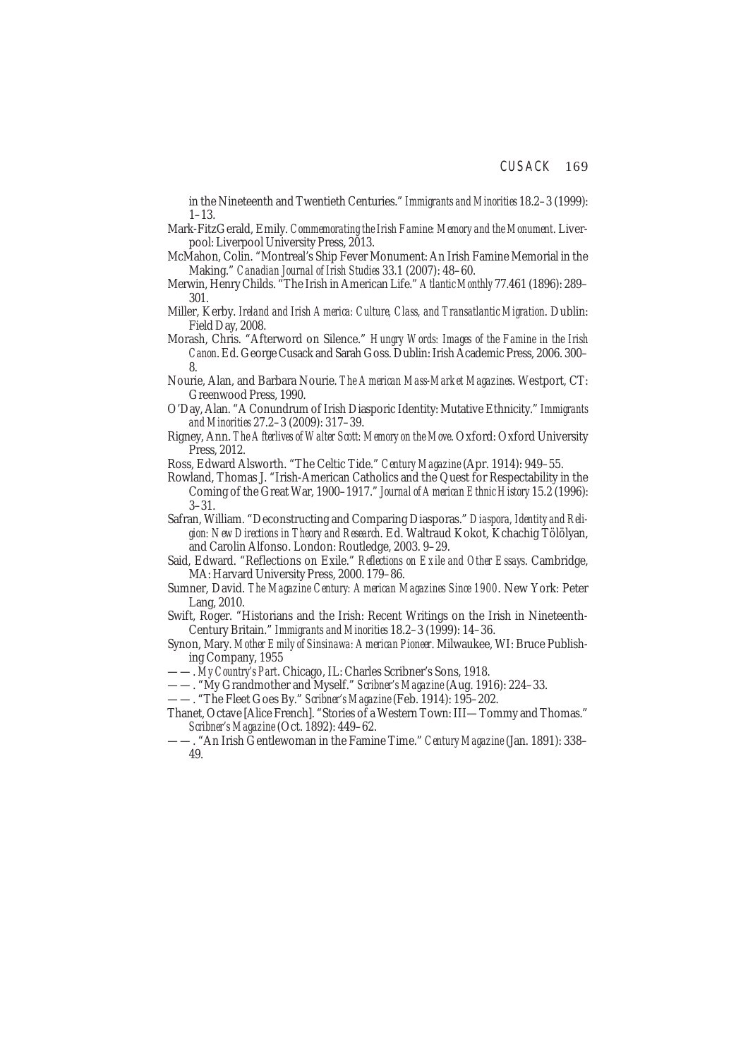in the Nineteenth and Twentieth Centuries." *Immigrants and Minorities* 18.2–3 (1999): 1–13.

Mark-FitzGerald, Emily. *Commemorating the Irish Famine: Memory and the Monument*. Liverpool: Liverpool University Press, 2013.

McMahon, Colin. "Montreal's Ship Fever Monument: An Irish Famine Memorial in the Making." *Canadian Journal of Irish Studies* 33.1 (2007): 48–60.

Merwin, Henry Childs. "The Irish in American Life." *Atlantic Monthly* 77.461 (1896): 289–301.

Miller, Kerby. *Ireland and Irish America: Culture, Class, and Transatlantic Migration*. Dublin: Field Day, 2008.

Morash, Chris. "Afterword on Silence." *Hungry Words: Images of the Famine in the Irish Canon*. Ed. George Cusack and Sarah Goss. Dublin: Irish Academic Press, 2006. 300–8.

Nourie, Alan, and Barbara Nourie. *The American Mass-Market Magazines*. Westport, CT: Greenwood Press, 1990.

O'Day, Alan. "A Conundrum of Irish Diasporic Identity: Mutative Ethnicity." *Immigrants and Minorities* 27.2–3 (2009): 317–39.

Rigney, Ann. *The Afterlives of Walter Scott: Memory on the Move*. Oxford: Oxford University Press, 2012.

Ross, Edward Alsworth. "The Celtic Tide." *Century Magazine* (Apr. 1914): 949–55.

Rowland, Thomas J. "Irish-American Catholics and the Quest for Respectability in the Coming of the Great War, 1900–1917." *Journal of American Ethnic History* 15.2 (1996): 3–31.

Safran, William. "Deconstructing and Comparing Diasporas." *Diaspora, Identity and Religion: New Directions in Theory and Research*. Ed. Waltraud Kokot, Kchachig Tölölyan, and Carolin Alfonso. London: Routledge, 2003. 9–29.

Said, Edward. "Reflections on Exile." *Reflections on Exile and Other Essays*. Cambridge, MA: Harvard University Press, 2000. 179–86.

Sumner, David. *The Magazine Century: American Magazines Since 1900*. New York: Peter Lang, 2010.

Swift, Roger. "Historians and the Irish: Recent Writings on the Irish in Nineteenth-Century Britain." *Immigrants and Minorities* 18.2–3 (1999): 14–36.

Synon, Mary. *Mother Emily of Sinsinawa: American Pioneer*. Milwaukee, WI: Bruce Publishing Company, 1955

——. *My Country's Part*. Chicago, IL: Charles Scribner's Sons, 1918.

——. "My Grandmother and Myself." *Scribner's Magazine* (Aug. 1916): 224–33.

——. "The Fleet Goes By." *Scribner's Magazine* (Feb. 1914): 195–202.

Thanet, Octave [Alice French]. "Stories of a Western Town: III—Tommy and Thomas." *Scribner's Magazine* (Oct. 1892): 449–62.

——. "An Irish Gentlewoman in the Famine Time." *Century Magazine* (Jan. 1891): 338–49.